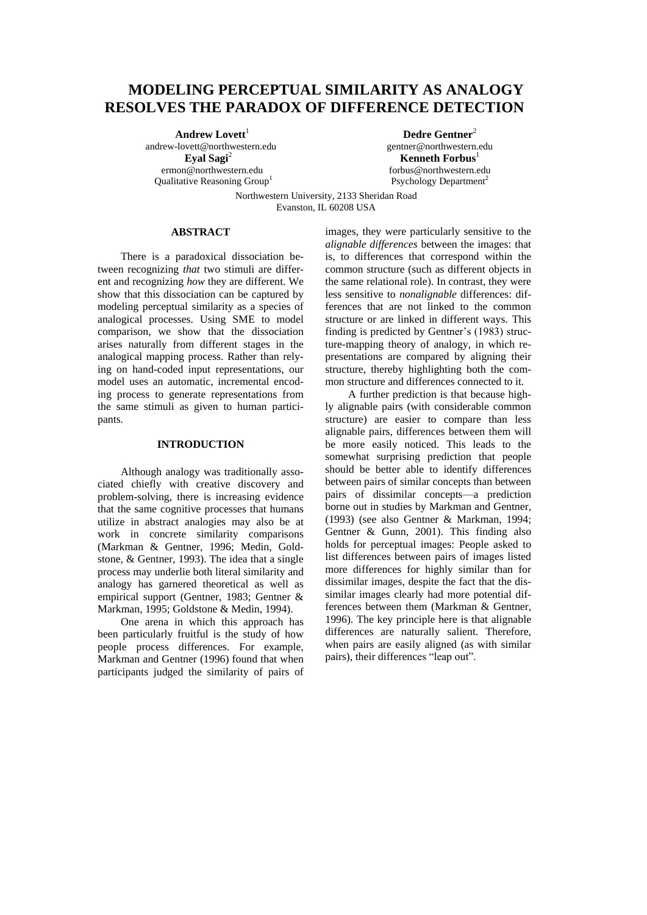# MODELING PERCEPTUAL SIMILARITY AS ANALOGY RESOLVES THE PARADOX OF DIFFERENCE DETECTION

**Andrew Lovett**[1]
andrew-lovett@northwestern.edu
**Eyal Sagi**[2]
ermon@northwestern.edu
Qualitative Reasoning Group[1]

**Dedre Gentner**[2]
gentner@northwestern.edu
**Kenneth Forbus**[1]
forbus@northwestern.edu
Psychology Department[2]

Northwestern University, 2133 Sheridan Road
Evanston, IL 60208 USA

## ABSTRACT

There is a paradoxical dissociation between recognizing *that* two stimuli are different and recognizing *how* they are different. We show that this dissociation can be captured by modeling perceptual similarity as a species of analogical processes. Using SME to model comparison, we show that the dissociation arises naturally from different stages in the analogical mapping process. Rather than relying on hand-coded input representations, our model uses an automatic, incremental encoding process to generate representations from the same stimuli as given to human participants.

## INTRODUCTION

Although analogy was traditionally associated chiefly with creative discovery and problem-solving, there is increasing evidence that the same cognitive processes that humans utilize in abstract analogies may also be at work in concrete similarity comparisons (Markman & Gentner, 1996; Medin, Goldstone, & Gentner, 1993). The idea that a single process may underlie both literal similarity and analogy has garnered theoretical as well as empirical support (Gentner, 1983; Gentner & Markman, 1995; Goldstone & Medin, 1994).

One arena in which this approach has been particularly fruitful is the study of how people process differences. For example, Markman and Gentner (1996) found that when participants judged the similarity of pairs of images, they were particularly sensitive to the *alignable differences* between the images: that is, to differences that correspond within the common structure (such as different objects in the same relational role). In contrast, they were less sensitive to *nonalignable* differences: differences that are not linked to the common structure or are linked in different ways. This finding is predicted by Gentner's (1983) structure-mapping theory of analogy, in which representations are compared by aligning their structure, thereby highlighting both the common structure and differences connected to it.

A further prediction is that because highly alignable pairs (with considerable common structure) are easier to compare than less alignable pairs, differences between them will be more easily noticed. This leads to the somewhat surprising prediction that people should be better able to identify differences between pairs of similar concepts than between pairs of dissimilar concepts—a prediction borne out in studies by Markman and Gentner, (1993) (see also Gentner & Markman, 1994; Gentner & Gunn, 2001). This finding also holds for perceptual images: People asked to list differences between pairs of images listed more differences for highly similar than for dissimilar images, despite the fact that the dissimilar images clearly had more potential differences between them (Markman & Gentner, 1996). The key principle here is that alignable differences are naturally salient. Therefore, when pairs are easily aligned (as with similar pairs), their differences "leap out".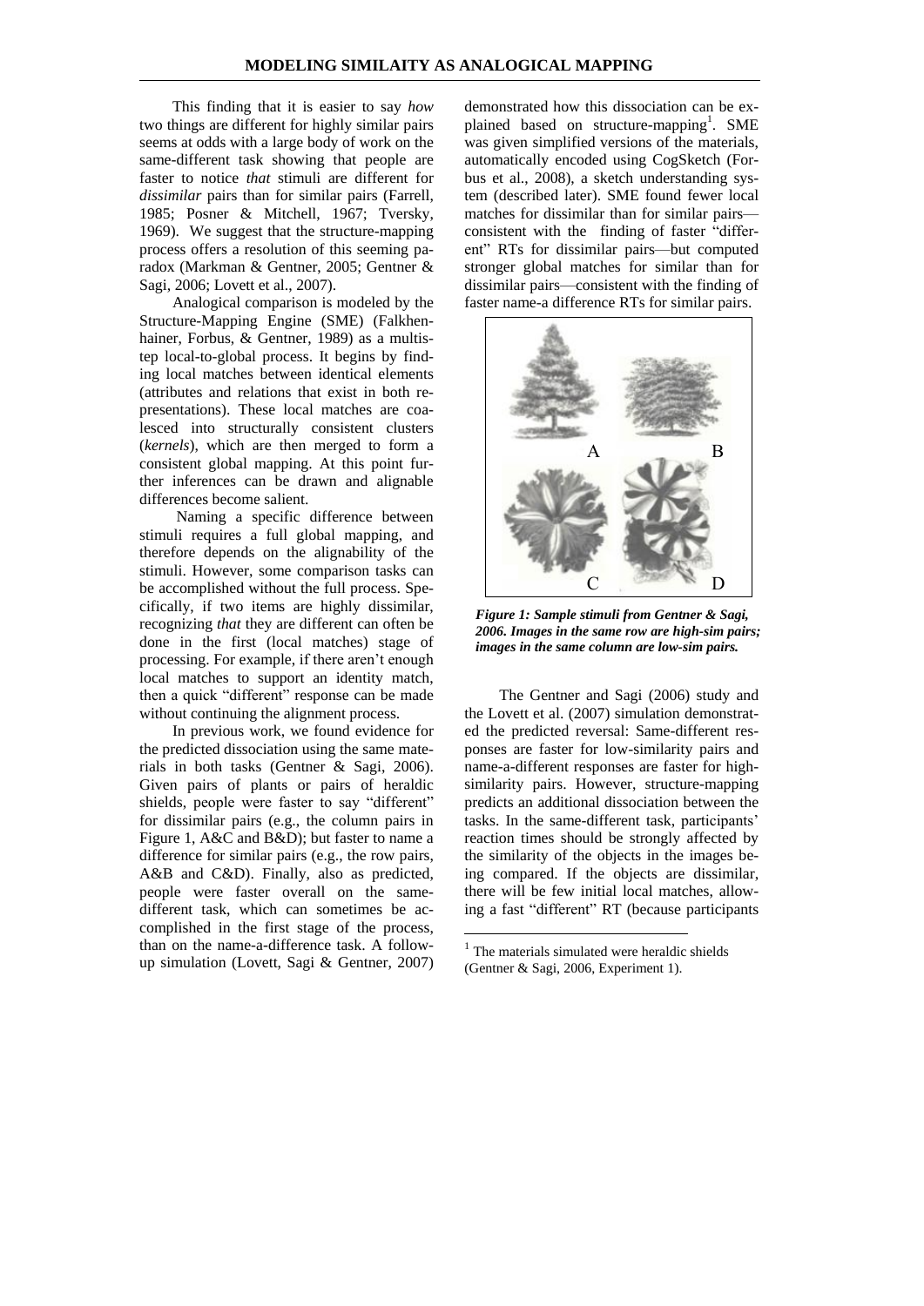This finding that it is easier to say *how* two things are different for highly similar pairs seems at odds with a large body of work on the same-different task showing that people are faster to notice *that* stimuli are different for *dissimilar* pairs than for similar pairs (Farrell, 1985; Posner & Mitchell, 1967; Tversky, 1969). We suggest that the structure-mapping process offers a resolution of this seeming paradox (Markman & Gentner, 2005; Gentner & Sagi, 2006; Lovett et al., 2007).

Analogical comparison is modeled by the Structure-Mapping Engine (SME) (Falkhenhainer, Forbus, & Gentner, 1989) as a multistep local-to-global process. It begins by finding local matches between identical elements (attributes and relations that exist in both representations). These local matches are coalesced into structurally consistent clusters (*kernels*), which are then merged to form a consistent global mapping. At this point further inferences can be drawn and alignable differences become salient.

Naming a specific difference between stimuli requires a full global mapping, and therefore depends on the alignability of the stimuli. However, some comparison tasks can be accomplished without the full process. Specifically, if two items are highly dissimilar, recognizing *that* they are different can often be done in the first (local matches) stage of processing. For example, if there aren't enough local matches to support an identity match, then a quick "different" response can be made without continuing the alignment process.

In previous work, we found evidence for the predicted dissociation using the same materials in both tasks (Gentner & Sagi, 2006). Given pairs of plants or pairs of heraldic shields, people were faster to say "different" for dissimilar pairs (e.g., the column pairs in Figure 1, A&C and B&D); but faster to name a difference for similar pairs (e.g., the row pairs, A&B and C&D). Finally, also as predicted, people were faster overall on the same-different task, which can sometimes be accomplished in the first stage of the process, than on the name-a-difference task. A follow-up simulation (Lovett, Sagi & Gentner, 2007) demonstrated how this dissociation can be explained based on structure-mapping[1]. SME was given simplified versions of the materials, automatically encoded using CogSketch (Forbus et al., 2008), a sketch understanding system (described later). SME found fewer local matches for dissimilar than for similar pairs—consistent with the finding of faster "different" RTs for dissimilar pairs—but computed stronger global matches for similar than for dissimilar pairs—consistent with the finding of faster name-a difference RTs for similar pairs.

***Figure 1: Sample stimuli from Gentner & Sagi, 2006. Images in the same row are high-sim pairs; images in the same column are low-sim pairs.***

The Gentner and Sagi (2006) study and the Lovett et al. (2007) simulation demonstrated the predicted reversal: Same-different responses are faster for low-similarity pairs and name-a-different responses are faster for high-similarity pairs. However, structure-mapping predicts an additional dissociation between the tasks. In the same-different task, participants' reaction times should be strongly affected by the similarity of the objects in the images being compared. If the objects are dissimilar, there will be few initial local matches, allowing a fast "different" RT (because participants

[1] The materials simulated were heraldic shields (Gentner & Sagi, 2006, Experiment 1).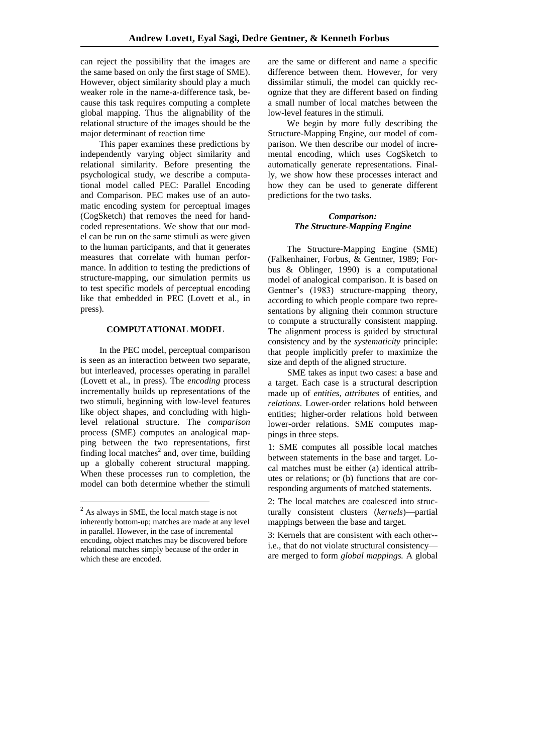can reject the possibility that the images are the same based on only the first stage of SME). However, object similarity should play a much weaker role in the name-a-difference task, because this task requires computing a complete global mapping. Thus the alignability of the relational structure of the images should be the major determinant of reaction time

This paper examines these predictions by independently varying object similarity and relational similarity. Before presenting the psychological study, we describe a computational model called PEC: Parallel Encoding and Comparison. PEC makes use of an automatic encoding system for perceptual images (CogSketch) that removes the need for hand-coded representations. We show that our model can be run on the same stimuli as were given to the human participants, and that it generates measures that correlate with human performance. In addition to testing the predictions of structure-mapping, our simulation permits us to test specific models of perceptual encoding like that embedded in PEC (Lovett et al., in press).

## COMPUTATIONAL MODEL

In the PEC model, perceptual comparison is seen as an interaction between two separate, but interleaved, processes operating in parallel (Lovett et al., in press). The *encoding* process incrementally builds up representations of the two stimuli, beginning with low-level features like object shapes, and concluding with high-level relational structure. The *comparison* process (SME) computes an analogical mapping between the two representations, first finding local matches[2] and, over time, building up a globally coherent structural mapping. When these processes run to completion, the model can both determine whether the stimuli are the same or different and name a specific difference between them. However, for very dissimilar stimuli, the model can quickly recognize that they are different based on finding a small number of local matches between the low-level features in the stimuli.

We begin by more fully describing the Structure-Mapping Engine, our model of comparison. We then describe our model of incremental encoding, which uses CogSketch to automatically generate representations. Finally, we show how these processes interact and how they can be used to generate different predictions for the two tasks.

### *Comparison: The Structure-Mapping Engine*

The Structure-Mapping Engine (SME) (Falkenhainer, Forbus, & Gentner, 1989; Forbus & Oblinger, 1990) is a computational model of analogical comparison. It is based on Gentner's (1983) structure-mapping theory, according to which people compare two representations by aligning their common structure to compute a structurally consistent mapping. The alignment process is guided by structural consistency and by the *systematicity* principle: that people implicitly prefer to maximize the size and depth of the aligned structure.

SME takes as input two cases: a base and a target. Each case is a structural description made up of *entities, attributes* of entities, and *relations*. Lower-order relations hold between entities; higher-order relations hold between lower-order relations. SME computes mappings in three steps.

1: SME computes all possible local matches between statements in the base and target. Local matches must be either (a) identical attributes or relations; or (b) functions that are corresponding arguments of matched statements.

2: The local matches are coalesced into structurally consistent clusters (*kernels*)—partial mappings between the base and target.

3: Kernels that are consistent with each other--i.e., that do not violate structural consistency—are merged to form *global mappings.* A global

[2] As always in SME, the local match stage is not inherently bottom-up; matches are made at any level in parallel. However, in the case of incremental encoding, object matches may be discovered before relational matches simply because of the order in which these are encoded.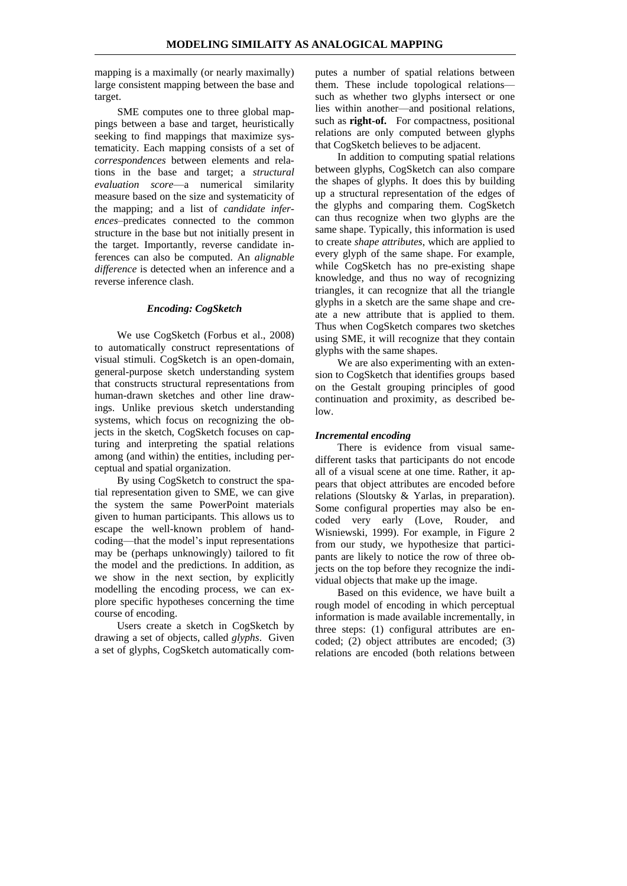mapping is a maximally (or nearly maximally) large consistent mapping between the base and target.

SME computes one to three global mappings between a base and target, heuristically seeking to find mappings that maximize systematicity. Each mapping consists of a set of *correspondences* between elements and relations in the base and target; a *structural evaluation score*—a numerical similarity measure based on the size and systematicity of the mapping; and a list of *candidate inferences*–predicates connected to the common structure in the base but not initially present in the target. Importantly, reverse candidate inferences can also be computed. An *alignable difference* is detected when an inference and a reverse inference clash.

### *Encoding: CogSketch*

We use CogSketch (Forbus et al., 2008) to automatically construct representations of visual stimuli. CogSketch is an open-domain, general-purpose sketch understanding system that constructs structural representations from human-drawn sketches and other line drawings. Unlike previous sketch understanding systems, which focus on recognizing the objects in the sketch, CogSketch focuses on capturing and interpreting the spatial relations among (and within) the entities, including perceptual and spatial organization.

By using CogSketch to construct the spatial representation given to SME, we can give the system the same PowerPoint materials given to human participants. This allows us to escape the well-known problem of hand-coding—that the model's input representations may be (perhaps unknowingly) tailored to fit the model and the predictions. In addition, as we show in the next section, by explicitly modelling the encoding process, we can explore specific hypotheses concerning the time course of encoding.

Users create a sketch in CogSketch by drawing a set of objects, called *glyphs*. Given a set of glyphs, CogSketch automatically computes a number of spatial relations between them. These include topological relations—such as whether two glyphs intersect or one lies within another—and positional relations, such as **right-of.** For compactness, positional relations are only computed between glyphs that CogSketch believes to be adjacent.

In addition to computing spatial relations between glyphs, CogSketch can also compare the shapes of glyphs. It does this by building up a structural representation of the edges of the glyphs and comparing them. CogSketch can thus recognize when two glyphs are the same shape. Typically, this information is used to create *shape attributes*, which are applied to every glyph of the same shape. For example, while CogSketch has no pre-existing shape knowledge, and thus no way of recognizing triangles, it can recognize that all the triangle glyphs in a sketch are the same shape and create a new attribute that is applied to them. Thus when CogSketch compares two sketches using SME, it will recognize that they contain glyphs with the same shapes.

We are also experimenting with an extension to CogSketch that identifies groups based on the Gestalt grouping principles of good continuation and proximity, as described below.

#### *Incremental encoding*

There is evidence from visual same-different tasks that participants do not encode all of a visual scene at one time. Rather, it appears that object attributes are encoded before relations (Sloutsky & Yarlas, in preparation). Some configural properties may also be encoded very early (Love, Rouder, and Wisniewski, 1999). For example, in Figure 2 from our study, we hypothesize that participants are likely to notice the row of three objects on the top before they recognize the individual objects that make up the image.

Based on this evidence, we have built a rough model of encoding in which perceptual information is made available incrementally, in three steps: (1) configural attributes are encoded; (2) object attributes are encoded; (3) relations are encoded (both relations between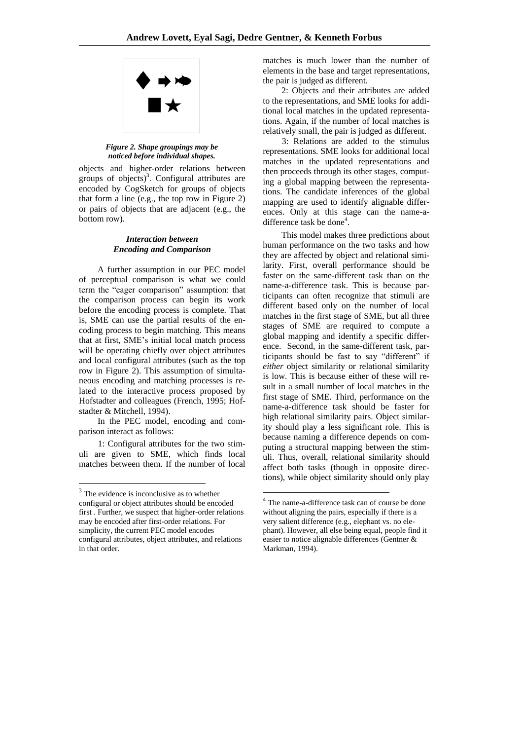*Figure 2. Shape groupings may be noticed before individual shapes.*

objects and higher-order relations between groups of objects)[3]. Configural attributes are encoded by CogSketch for groups of objects that form a line (e.g., the top row in Figure 2) or pairs of objects that are adjacent (e.g., the bottom row).

### *Interaction between Encoding and Comparison*

A further assumption in our PEC model of perceptual comparison is what we could term the "eager comparison" assumption: that the comparison process can begin its work before the encoding process is complete. That is, SME can use the partial results of the encoding process to begin matching. This means that at first, SME's initial local match process will be operating chiefly over object attributes and local configural attributes (such as the top row in Figure 2). This assumption of simultaneous encoding and matching processes is related to the interactive process proposed by Hofstadter and colleagues (French, 1995; Hofstadter & Mitchell, 1994).

In the PEC model, encoding and comparison interact as follows:

1: Configural attributes for the two stimuli are given to SME, which finds local matches between them. If the number of local matches is much lower than the number of elements in the base and target representations, the pair is judged as different.

2: Objects and their attributes are added to the representations, and SME looks for additional local matches in the updated representations. Again, if the number of local matches is relatively small, the pair is judged as different.

3: Relations are added to the stimulus representations. SME looks for additional local matches in the updated representations and then proceeds through its other stages, computing a global mapping between the representations. The candidate inferences of the global mapping are used to identify alignable differences. Only at this stage can the name-a-difference task be done[4].

This model makes three predictions about human performance on the two tasks and how they are affected by object and relational similarity. First, overall performance should be faster on the same-different task than on the name-a-difference task. This is because participants can often recognize that stimuli are different based only on the number of local matches in the first stage of SME, but all three stages of SME are required to compute a global mapping and identify a specific difference. Second, in the same-different task, participants should be fast to say "different" if *either* object similarity or relational similarity is low. This is because either of these will result in a small number of local matches in the first stage of SME. Third, performance on the name-a-difference task should be faster for high relational similarity pairs. Object similarity should play a less significant role. This is because naming a difference depends on computing a structural mapping between the stimuli. Thus, overall, relational similarity should affect both tasks (though in opposite directions), while object similarity should only play

---

[3] The evidence is inconclusive as to whether configural or object attributes should be encoded first . Further, we suspect that higher-order relations may be encoded after first-order relations. For simplicity, the current PEC model encodes configural attributes, object attributes, and relations in that order.

[4] The name-a-difference task can of course be done without aligning the pairs, especially if there is a very salient difference (e.g., elephant vs. no elephant). However, all else being equal, people find it easier to notice alignable differences (Gentner & Markman, 1994).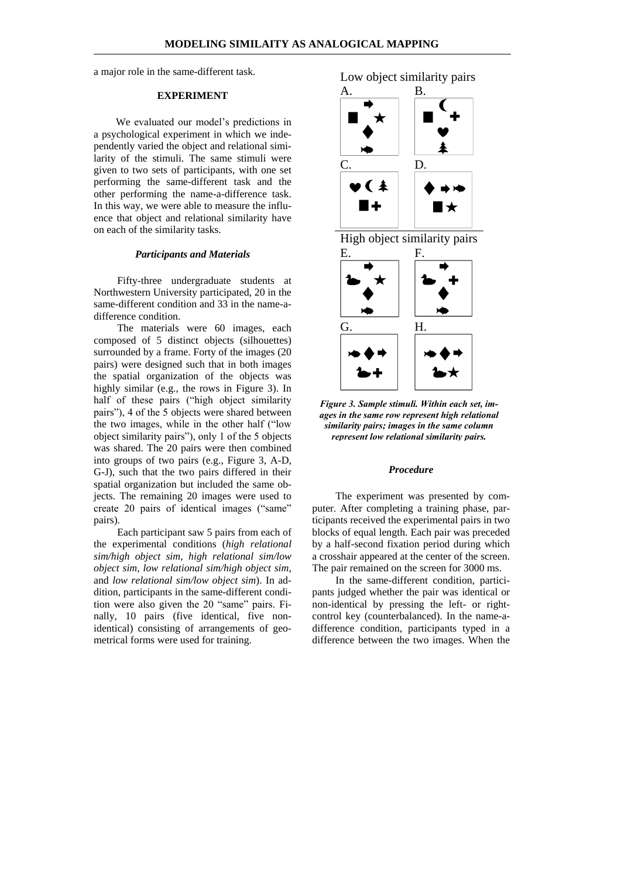a major role in the same-different task.

## EXPERIMENT

We evaluated our model's predictions in a psychological experiment in which we independently varied the object and relational similarity of the stimuli. The same stimuli were given to two sets of participants, with one set performing the same-different task and the other performing the name-a-difference task. In this way, we were able to measure the influence that object and relational similarity have on each of the similarity tasks.

### *Participants and Materials*

Fifty-three undergraduate students at Northwestern University participated, 20 in the same-different condition and 33 in the name-a-difference condition.

The materials were 60 images, each composed of 5 distinct objects (silhouettes) surrounded by a frame. Forty of the images (20 pairs) were designed such that in both images the spatial organization of the objects was highly similar (e.g., the rows in Figure 3). In half of these pairs ("high object similarity pairs"), 4 of the 5 objects were shared between the two images, while in the other half ("low object similarity pairs"), only 1 of the 5 objects was shared. The 20 pairs were then combined into groups of two pairs (e.g., Figure 3, A-D, G-J), such that the two pairs differed in their spatial organization but included the same objects. The remaining 20 images were used to create 20 pairs of identical images ("same" pairs).

Each participant saw 5 pairs from each of the experimental conditions (*high relational sim/high object sim*, *high relational sim/low object sim*, *low relational sim/high object sim*, and *low relational sim/low object sim*). In addition, participants in the same-different condition were also given the 20 "same" pairs. Finally, 10 pairs (five identical, five non-identical) consisting of arrangements of geometrical forms were used for training.

*Figure 3. Sample stimuli. Within each set, images in the same row represent high relational similarity pairs; images in the same column represent low relational similarity pairs.*

### *Procedure*

The experiment was presented by computer. After completing a training phase, participants received the experimental pairs in two blocks of equal length. Each pair was preceded by a half-second fixation period during which a crosshair appeared at the center of the screen. The pair remained on the screen for 3000 ms.

In the same-different condition, participants judged whether the pair was identical or non-identical by pressing the left- or right-control key (counterbalanced). In the name-a-difference condition, participants typed in a difference between the two images. When the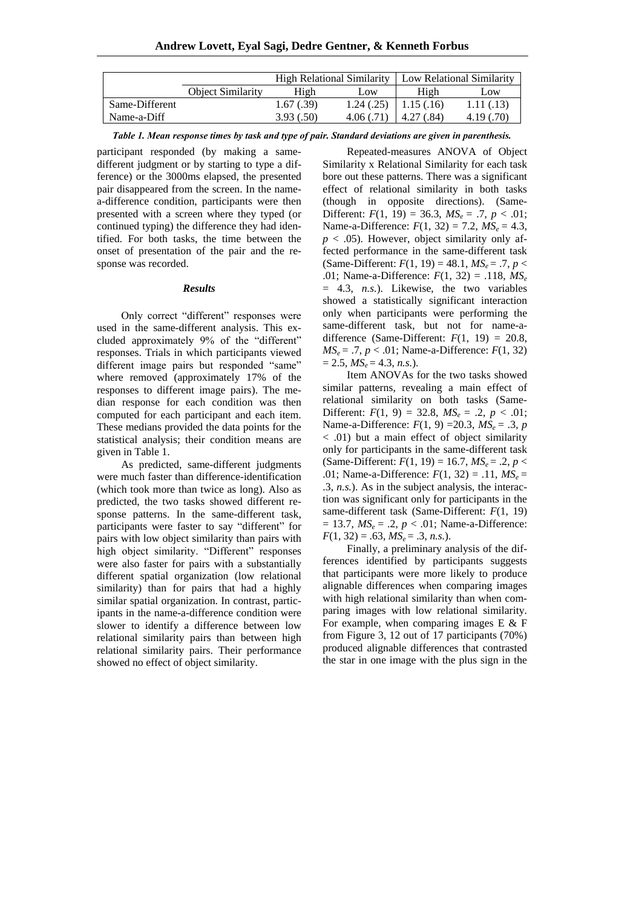| | | High Relational Similarity | | Low Relational Similarity | |
|---|---|---|---|---|---|
| | Object Similarity | High | Low | High | Low |
| Same-Different | | 1.67 (.39) | 1.24 (.25) | 1.15 (.16) | 1.11 (.13) |
| Name-a-Diff | | 3.93 (.50) | 4.06 (.71) | 4.27 (.84) | 4.19 (.70) |

***Table 1. Mean response times by task and type of pair. Standard deviations are given in parenthesis.***

participant responded (by making a same-different judgment or by starting to type a difference) or the 3000ms elapsed, the presented pair disappeared from the screen. In the name-a-difference condition, participants were then presented with a screen where they typed (or continued typing) the difference they had identified. For both tasks, the time between the onset of presentation of the pair and the response was recorded.

### *Results*

Only correct "different" responses were used in the same-different analysis. This excluded approximately 9% of the "different" responses. Trials in which participants viewed different image pairs but responded "same" where removed (approximately 17% of the responses to different image pairs). The median response for each condition was then computed for each participant and each item. These medians provided the data points for the statistical analysis; their condition means are given in Table 1.

As predicted, same-different judgments were much faster than difference-identification (which took more than twice as long). Also as predicted, the two tasks showed different response patterns. In the same-different task, participants were faster to say "different" for pairs with low object similarity than pairs with high object similarity. "Different" responses were also faster for pairs with a substantially different spatial organization (low relational similarity) than for pairs that had a highly similar spatial organization. In contrast, participants in the name-a-difference condition were slower to identify a difference between low relational similarity pairs than between high relational similarity pairs. Their performance showed no effect of object similarity.

Repeated-measures ANOVA of Object Similarity x Relational Similarity for each task bore out these patterns. There was a significant effect of relational similarity in both tasks (though in opposite directions). (Same-Different: $F(1, 19) = 36.3$, $MS_e = .7$, $p < .01$; Name-a-Difference: $F(1, 32) = 7.2$, $MS_e = 4.3$, $p < .05$). However, object similarity only affected performance in the same-different task (Same-Different: $F(1, 19) = 48.1$, $MS_e = .7$, $p < .01$; Name-a-Difference: $F(1, 32) = .118$, $MS_e = 4.3$, *n.s.*). Likewise, the two variables showed a statistically significant interaction only when participants were performing the same-different task, but not for name-a-difference (Same-Different: $F(1, 19) = 20.8$, $MS_e = .7$, $p < .01$; Name-a-Difference: $F(1, 32) = 2.5$, $MS_e = 4.3$, *n.s.*).

Item ANOVAs for the two tasks showed similar patterns, revealing a main effect of relational similarity on both tasks (Same-Different: $F(1, 9) = 32.8$, $MS_e = .2$, $p < .01$; Name-a-Difference: $F(1, 9) = 20.3$, $MS_e = .3$, $p < .01$) but a main effect of object similarity only for participants in the same-different task (Same-Different: $F(1, 19) = 16.7$, $MS_e = .2$, $p < .01$; Name-a-Difference: $F(1, 32) = .11$, $MS_e = .3$, *n.s.*). As in the subject analysis, the interaction was significant only for participants in the same-different task (Same-Different: $F(1, 19) = 13.7$, $MS_e = .2$, $p < .01$; Name-a-Difference: $F(1, 32) = .63$, $MS_e = .3$, *n.s.*).

Finally, a preliminary analysis of the differences identified by participants suggests that participants were more likely to produce alignable differences when comparing images with high relational similarity than when comparing images with low relational similarity. For example, when comparing images E & F from Figure 3, 12 out of 17 participants (70%) produced alignable differences that contrasted the star in one image with the plus sign in the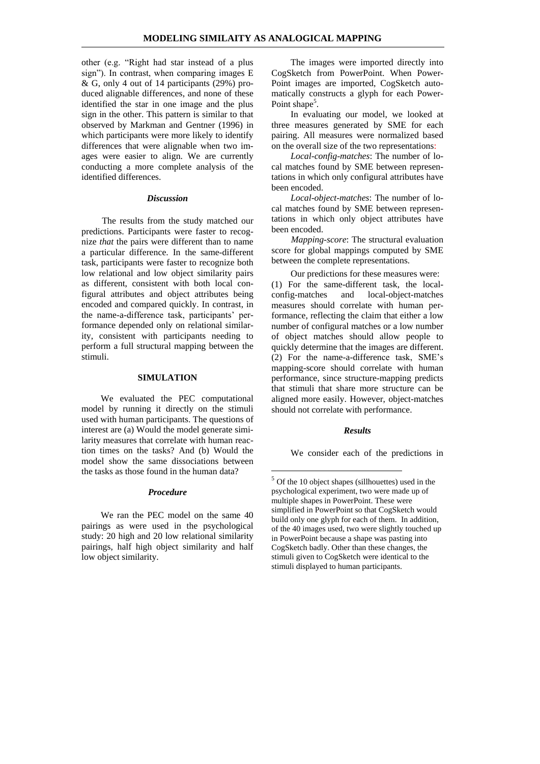other (e.g. "Right had star instead of a plus sign"). In contrast, when comparing images E & G, only 4 out of 14 participants (29%) produced alignable differences, and none of these identified the star in one image and the plus sign in the other. This pattern is similar to that observed by Markman and Gentner (1996) in which participants were more likely to identify differences that were alignable when two images were easier to align. We are currently conducting a more complete analysis of the identified differences.

### *Discussion*

The results from the study matched our predictions. Participants were faster to recognize *that* the pairs were different than to name a particular difference. In the same-different task, participants were faster to recognize both low relational and low object similarity pairs as different, consistent with both local configural attributes and object attributes being encoded and compared quickly. In contrast, in the name-a-difference task, participants' performance depended only on relational similarity, consistent with participants needing to perform a full structural mapping between the stimuli.

## SIMULATION

We evaluated the PEC computational model by running it directly on the stimuli used with human participants. The questions of interest are (a) Would the model generate similarity measures that correlate with human reaction times on the tasks? And (b) Would the model show the same dissociations between the tasks as those found in the human data?

### *Procedure*

We ran the PEC model on the same 40 pairings as were used in the psychological study: 20 high and 20 low relational similarity pairings, half high object similarity and half low object similarity.

The images were imported directly into CogSketch from PowerPoint. When PowerPoint images are imported, CogSketch automatically constructs a glyph for each PowerPoint shape[5].

In evaluating our model, we looked at three measures generated by SME for each pairing. All measures were normalized based on the overall size of the two representations:

*Local-config-matches*: The number of local matches found by SME between representations in which only configural attributes have been encoded.

*Local-object-matches*: The number of local matches found by SME between representations in which only object attributes have been encoded.

*Mapping-score*: The structural evaluation score for global mappings computed by SME between the complete representations.

Our predictions for these measures were: (1) For the same-different task, the local-config-matches and local-object-matches measures should correlate with human performance, reflecting the claim that either a low number of configural matches or a low number of object matches should allow people to quickly determine that the images are different. (2) For the name-a-difference task, SME's mapping-score should correlate with human performance, since structure-mapping predicts that stimuli that share more structure can be aligned more easily. However, object-matches should not correlate with performance.

### *Results*

We consider each of the predictions in

[5] Of the 10 object shapes (sillhouettes) used in the psychological experiment, two were made up of multiple shapes in PowerPoint. These were simplified in PowerPoint so that CogSketch would build only one glyph for each of them. In addition, of the 40 images used, two were slightly touched up in PowerPoint because a shape was pasting into CogSketch badly. Other than these changes, the stimuli given to CogSketch were identical to the stimuli displayed to human participants.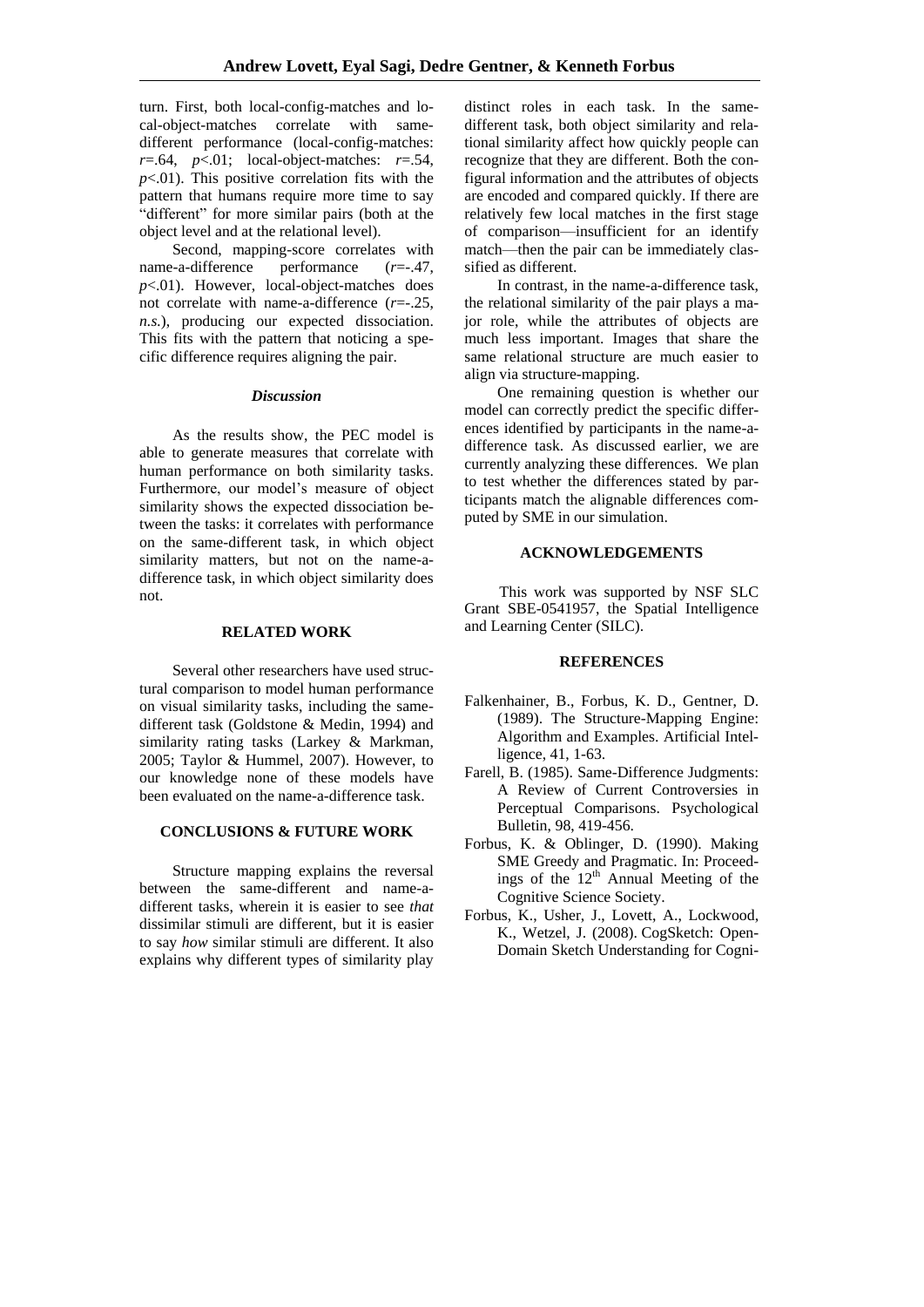turn. First, both local-config-matches and local-object-matches correlate with same-different performance (local-config-matches: $r$=.64, $p$<.01; local-object-matches: $r$=.54, $p$<.01). This positive correlation fits with the pattern that humans require more time to say "different" for more similar pairs (both at the object level and at the relational level).

Second, mapping-score correlates with name-a-difference performance ($r$=-.47, $p$<.01). However, local-object-matches does not correlate with name-a-difference ($r$=-.25, *n.s.*), producing our expected dissociation. This fits with the pattern that noticing a specific difference requires aligning the pair.

### *Discussion*

As the results show, the PEC model is able to generate measures that correlate with human performance on both similarity tasks. Furthermore, our model's measure of object similarity shows the expected dissociation between the tasks: it correlates with performance on the same-different task, in which object similarity matters, but not on the name-a-difference task, in which object similarity does not.

## RELATED WORK

Several other researchers have used structural comparison to model human performance on visual similarity tasks, including the same-different task (Goldstone & Medin, 1994) and similarity rating tasks (Larkey & Markman, 2005; Taylor & Hummel, 2007). However, to our knowledge none of these models have been evaluated on the name-a-difference task.

## CONCLUSIONS & FUTURE WORK

Structure mapping explains the reversal between the same-different and name-a-different tasks, wherein it is easier to see *that* dissimilar stimuli are different, but it is easier to say *how* similar stimuli are different. It also explains why different types of similarity play distinct roles in each task. In the same-different task, both object similarity and relational similarity affect how quickly people can recognize that they are different. Both the configural information and the attributes of objects are encoded and compared quickly. If there are relatively few local matches in the first stage of comparison—insufficient for an identify match—then the pair can be immediately classified as different.

In contrast, in the name-a-difference task, the relational similarity of the pair plays a major role, while the attributes of objects are much less important. Images that share the same relational structure are much easier to align via structure-mapping.

One remaining question is whether our model can correctly predict the specific differences identified by participants in the name-a-difference task. As discussed earlier, we are currently analyzing these differences. We plan to test whether the differences stated by participants match the alignable differences computed by SME in our simulation.

## ACKNOWLEDGEMENTS

This work was supported by NSF SLC Grant SBE-0541957, the Spatial Intelligence and Learning Center (SILC).

## REFERENCES

Falkenhainer, B., Forbus, K. D., Gentner, D. (1989). The Structure-Mapping Engine: Algorithm and Examples. Artificial Intelligence, 41, 1-63.

Farell, B. (1985). Same-Difference Judgments: A Review of Current Controversies in Perceptual Comparisons. Psychological Bulletin, 98, 419-456.

Forbus, K. & Oblinger, D. (1990). Making SME Greedy and Pragmatic. In: Proceedings of the 12th Annual Meeting of the Cognitive Science Society.

Forbus, K., Usher, J., Lovett, A., Lockwood, K., Wetzel, J. (2008). CogSketch: Open-Domain Sketch Understanding for Cogni-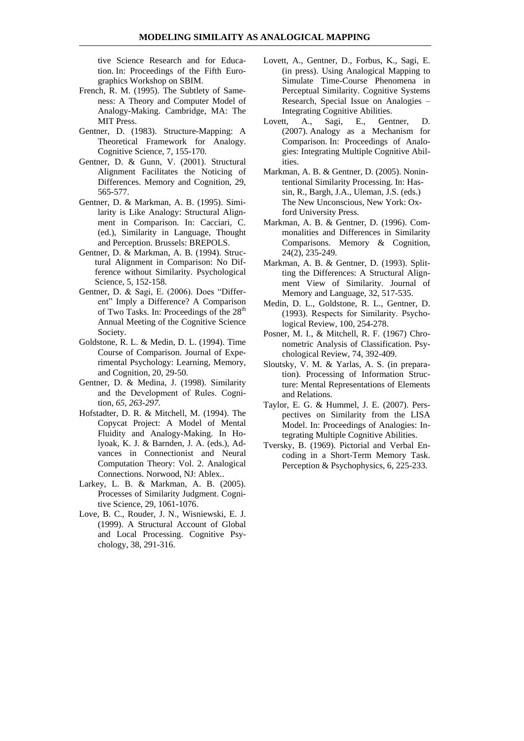tive Science Research and for Education. In: Proceedings of the Fifth Eurographics Workshop on SBIM.

French, R. M. (1995). The Subtlety of Sameness: A Theory and Computer Model of Analogy-Making. Cambridge, MA: The MIT Press.

Gentner, D. (1983). Structure-Mapping: A Theoretical Framework for Analogy. Cognitive Science, 7, 155-170.

Gentner, D. & Gunn, V. (2001). Structural Alignment Facilitates the Noticing of Differences. Memory and Cognition, 29, 565-577.

Gentner, D. & Markman, A. B. (1995). Similarity is Like Analogy: Structural Alignment in Comparison. In: Cacciari, C. (ed.), Similarity in Language, Thought and Perception. Brussels: BREPOLS.

Gentner, D. & Markman, A. B. (1994). Structural Alignment in Comparison: No Difference without Similarity. Psychological Science, 5, 152-158.

Gentner, D. & Sagi, E. (2006). Does "Different" Imply a Difference? A Comparison of Two Tasks. In: Proceedings of the 28th Annual Meeting of the Cognitive Science Society.

Goldstone, R. L. & Medin, D. L. (1994). Time Course of Comparison. Journal of Experimental Psychology: Learning, Memory, and Cognition, 20, 29-50.

Gentner, D. & Medina, J. (1998). Similarity and the Development of Rules. Cognition, *65, 263-297*.

Hofstadter, D. R. & Mitchell, M. (1994). The Copycat Project: A Model of Mental Fluidity and Analogy-Making. In Holyoak, K. J. & Barnden, J. A. (eds.), Advances in Connectionist and Neural Computation Theory: Vol. 2. Analogical Connections. Norwood, NJ: Ablex..

Larkey, L. B. & Markman, A. B. (2005). Processes of Similarity Judgment. Cognitive Science, 29, 1061-1076.

Love, B. C., Rouder, J. N., Wisniewski, E. J. (1999). A Structural Account of Global and Local Processing. Cognitive Psychology, 38, 291-316.

Lovett, A., Gentner, D., Forbus, K., Sagi, E. (in press). Using Analogical Mapping to Simulate Time-Course Phenomena in Perceptual Similarity. Cognitive Systems Research, Special Issue on Analogies – Integrating Cognitive Abilities.

Lovett, A., Sagi, E., Gentner, D. (2007). Analogy as a Mechanism for Comparison. In: Proceedings of Analogies: Integrating Multiple Cognitive Abilities.

Markman, A. B. & Gentner, D. (2005). Nonintentional Similarity Processing. In: Hassin, R., Bargh, J.A., Uleman, J.S. (eds.) The New Unconscious, New York: Oxford University Press.

Markman, A. B. & Gentner, D. (1996). Commonalities and Differences in Similarity Comparisons. Memory & Cognition, 24(2), 235-249.

Markman, A. B. & Gentner, D. (1993). Splitting the Differences: A Structural Alignment View of Similarity. Journal of Memory and Language, 32, 517-535.

Medin, D. L., Goldstone, R. L., Gentner, D. (1993). Respects for Similarity. Psychological Review, 100, 254-278.

Posner, M. I., & Mitchell, R. F. (1967) Chronometric Analysis of Classification. Psychological Review, 74, 392-409.

Sloutsky, V. M. & Yarlas, A. S. (in preparation). Processing of Information Structure: Mental Representations of Elements and Relations.

Taylor, E. G. & Hummel, J. E. (2007). Perspectives on Similarity from the LISA Model. In: Proceedings of Analogies: Integrating Multiple Cognitive Abilities.

Tversky, B. (1969). Pictorial and Verbal Encoding in a Short-Term Memory Task. Perception & Psychophysics, 6, 225-233.